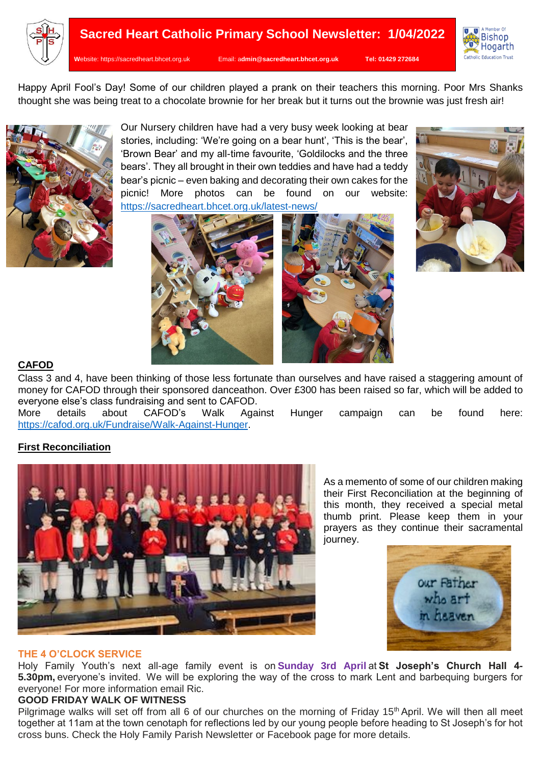# Sacred Heart Catholic Primary School Newsletter: 1/04/2022

Website: https://sacredheart.bhcet.org.uk Email: admin@sacredheart.bhcet.org.uk Tel: 01429 272684

Happy April Fool's Day! Some of our children played a prank on their teachers this morning. Poor Mrs Shanks thought she was being treat to a chocolate brownie for her break but it turns out the brownie was just fresh air!

Our Nursery children have had a very busy week looking at bear stories, including: 'We're going on a bear hunt', 'This is the bear', 'Brown Bear' and my all-time favourite, 'Goldilocks and the three bears'. They all brought in their own teddies and have had a teddy bear's picnic – even baking and decorating their own cakes for the picnic! More photos can be found on our website: https://sacredheart.bhcet.org.uk/latest-news/

## CAFOD

Class 3 and 4, have been thinking of those less fortunate than ourselves and have raised a staggering amount of money for CAFOD through their sponsored danceathon. Over £300 has been raised so far, which will be added to everyone else's class fundraising and sent to CAFOD.
More details about CAFOD's Walk Against Hunger campaign can be found here: https://cafod.org.uk/Fundraise/Walk-Against-Hunger.

## First Reconciliation

As a memento of some of our children making their First Reconciliation at the beginning of this month, they received a special metal thumb print. Please keep them in your prayers as they continue their sacramental journey.

## THE 4 O'CLOCK SERVICE

Holy Family Youth's next all-age family event is on **Sunday 3rd April** at **St Joseph's Church Hall 4-5.30pm,** everyone's invited. We will be exploring the way of the cross to mark Lent and barbequing burgers for everyone! For more information email Ric.

## GOOD FRIDAY WALK OF WITNESS

Pilgrimage walks will set off from all 6 of our churches on the morning of Friday 15th April. We will then all meet together at 11am at the town cenotaph for reflections led by our young people before heading to St Joseph's for hot cross buns. Check the Holy Family Parish Newsletter or Facebook page for more details.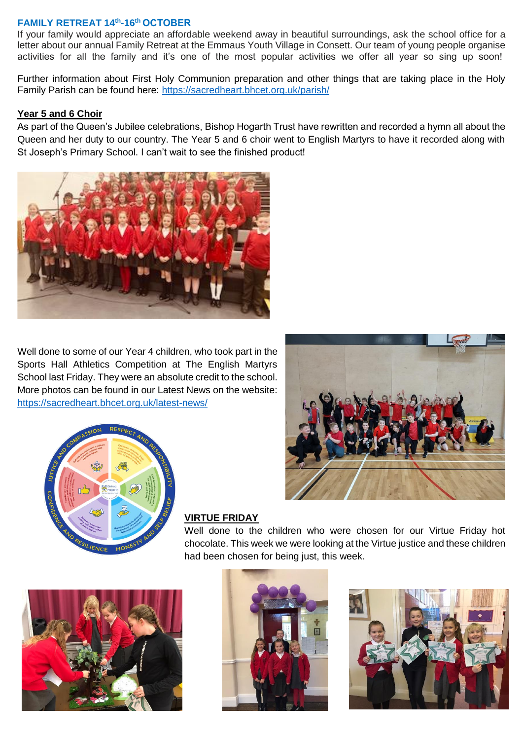**FAMILY RETREAT 14th-16th OCTOBER**

If your family would appreciate an affordable weekend away in beautiful surroundings, ask the school office for a letter about our annual Family Retreat at the Emmaus Youth Village in Consett. Our team of young people organise activities for all the family and it's one of the most popular activities we offer all year so sing up soon!

Further information about First Holy Communion preparation and other things that are taking place in the Holy Family Parish can be found here: https://sacredheart.bhcet.org.uk/parish/

**Year 5 and 6 Choir**

As part of the Queen's Jubilee celebrations, Bishop Hogarth Trust have rewritten and recorded a hymn all about the Queen and her duty to our country. The Year 5 and 6 choir went to English Martyrs to have it recorded along with St Joseph's Primary School. I can't wait to see the finished product!

Well done to some of our Year 4 children, who took part in the Sports Hall Athletics Competition at The English Martyrs School last Friday. They were an absolute credit to the school. More photos can be found in our Latest News on the website: https://sacredheart.bhcet.org.uk/latest-news/

**VIRTUE FRIDAY**

Well done to the children who were chosen for our Virtue Friday hot chocolate. This week we were looking at the Virtue justice and these children had been chosen for being just, this week.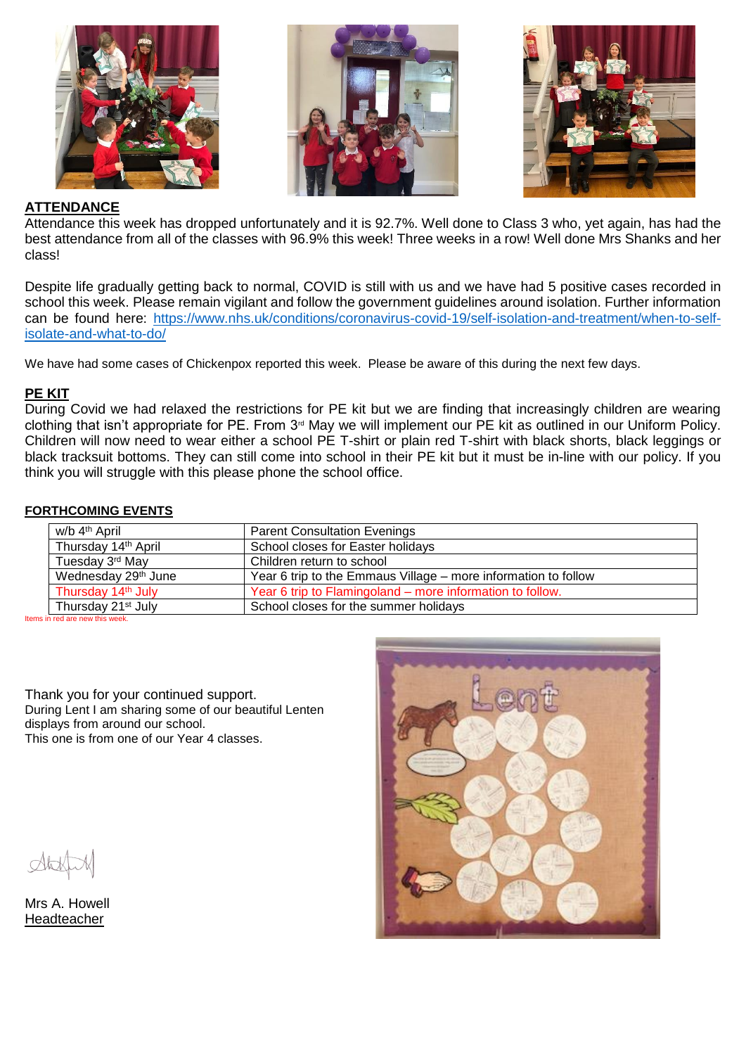## ATTENDANCE

Attendance this week has dropped unfortunately and it is 92.7%. Well done to Class 3 who, yet again, has had the best attendance from all of the classes with 96.9% this week! Three weeks in a row! Well done Mrs Shanks and her class!

Despite life gradually getting back to normal, COVID is still with us and we have had 5 positive cases recorded in school this week. Please remain vigilant and follow the government guidelines around isolation. Further information can be found here: https://www.nhs.uk/conditions/coronavirus-covid-19/self-isolation-and-treatment/when-to-self-isolate-and-what-to-do/

We have had some cases of Chickenpox reported this week. Please be aware of this during the next few days.

## PE KIT

During Covid we had relaxed the restrictions for PE kit but we are finding that increasingly children are wearing clothing that isn't appropriate for PE. From 3rd May we will implement our PE kit as outlined in our Uniform Policy. Children will now need to wear either a school PE T-shirt or plain red T-shirt with black shorts, black leggings or black tracksuit bottoms. They can still come into school in their PE kit but it must be in-line with our policy. If you think you will struggle with this please phone the school office.

## FORTHCOMING EVENTS

| | |
|---|---|
| w/b 4th April | Parent Consultation Evenings |
| Thursday 14th April | School closes for Easter holidays |
| Tuesday 3rd May | Children return to school |
| Wednesday 29th June | Year 6 trip to the Emmaus Village – more information to follow |
| Thursday 14th July | Year 6 trip to Flamingoland – more information to follow. |
| Thursday 21st July | School closes for the summer holidays |

Items in red are new this week.

Thank you for your continued support.
During Lent I am sharing some of our beautiful Lenten displays from around our school.
This one is from one of our Year 4 classes.

Mrs A. Howell
Headteacher